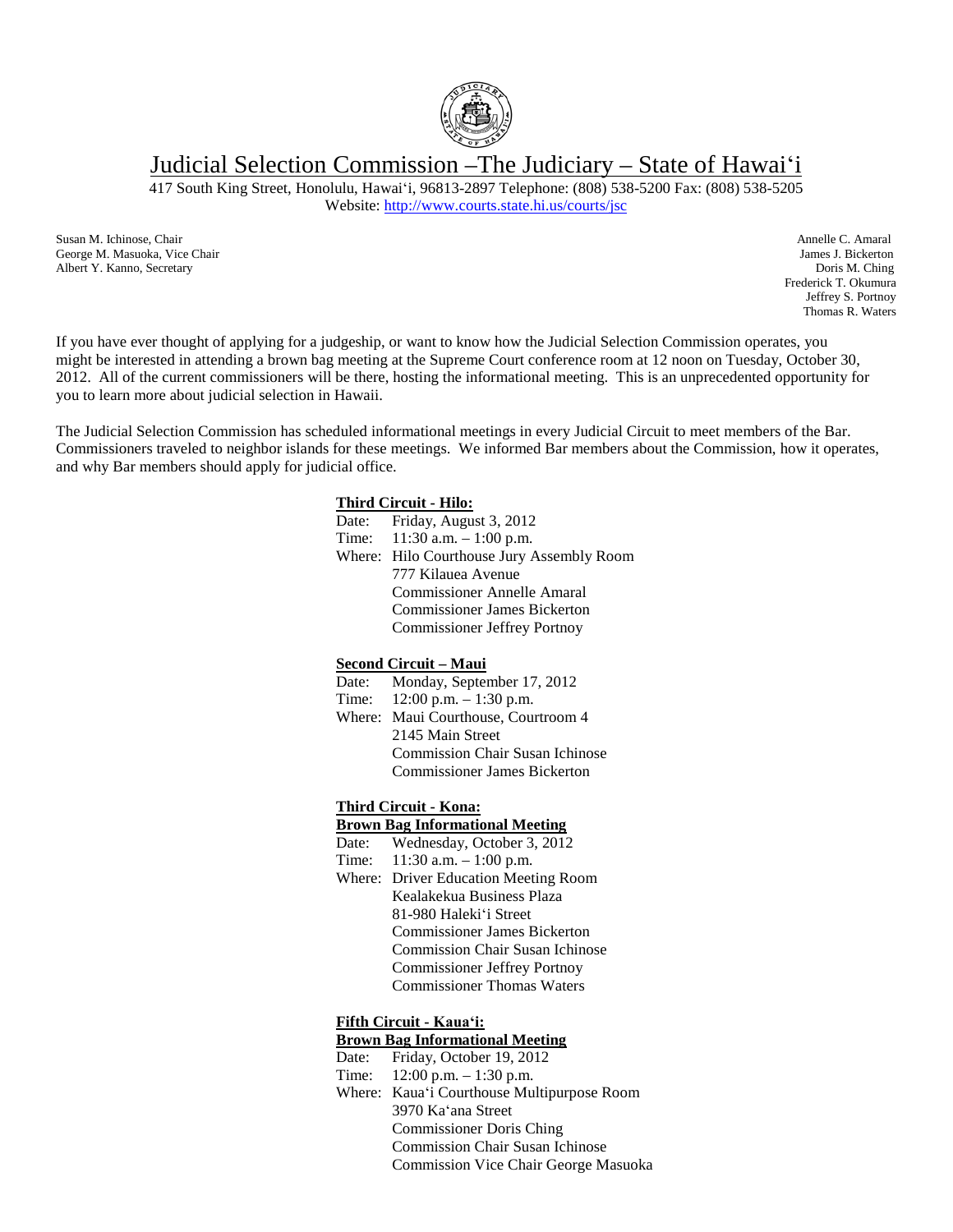# Judicial Selection Commission –The Judiciary – State of Hawaiʻi

417 South King Street, Honolulu, Hawaiʻi, 96813-2897 Telephone: (808) 538-5200 Fax: (808) 538-5205
Website: http://www.courts.state.hi.us/courts/jsc

Susan M. Ichinose, Chair
George M. Masuoka, Vice Chair
Albert Y. Kanno, Secretary

Annelle C. Amaral
James J. Bickerton
Doris M. Ching
Frederick T. Okumura
Jeffrey S. Portnoy
Thomas R. Waters

If you have ever thought of applying for a judgeship, or want to know how the Judicial Selection Commission operates, you might be interested in attending a brown bag meeting at the Supreme Court conference room at 12 noon on Tuesday, October 30, 2012. All of the current commissioners will be there, hosting the informational meeting. This is an unprecedented opportunity for you to learn more about judicial selection in Hawaii.

The Judicial Selection Commission has scheduled informational meetings in every Judicial Circuit to meet members of the Bar. Commissioners traveled to neighbor islands for these meetings. We informed Bar members about the Commission, how it operates, and why Bar members should apply for judicial office.

**Third Circuit - Hilo:**

Date: Friday, August 3, 2012
Time: 11:30 a.m. – 1:00 p.m.
Where: Hilo Courthouse Jury Assembly Room
777 Kilauea Avenue
Commissioner Annelle Amaral
Commissioner James Bickerton
Commissioner Jeffrey Portnoy

**Second Circuit – Maui**

Date: Monday, September 17, 2012
Time: 12:00 p.m. – 1:30 p.m.
Where: Maui Courthouse, Courtroom 4
2145 Main Street
Commission Chair Susan Ichinose
Commissioner James Bickerton

**Third Circuit - Kona:**
**Brown Bag Informational Meeting**

Date: Wednesday, October 3, 2012
Time: 11:30 a.m. – 1:00 p.m.
Where: Driver Education Meeting Room
Kealakekua Business Plaza
81-980 Halekiʻi Street
Commissioner James Bickerton
Commission Chair Susan Ichinose
Commissioner Jeffrey Portnoy
Commissioner Thomas Waters

**Fifth Circuit - Kauaʻi:**
**Brown Bag Informational Meeting**

Date: Friday, October 19, 2012
Time: 12:00 p.m. – 1:30 p.m.
Where: Kauaʻi Courthouse Multipurpose Room
3970 Kaʻana Street
Commissioner Doris Ching
Commission Chair Susan Ichinose
Commission Vice Chair George Masuoka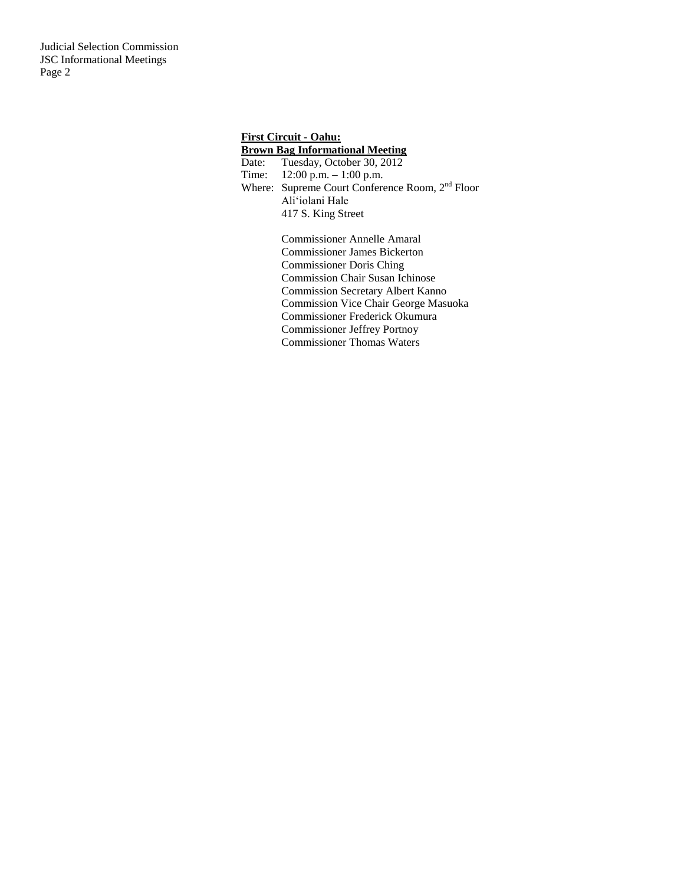**First Circuit - Oahu:**
**Brown Bag Informational Meeting**

Date: Tuesday, October 30, 2012
Time: 12:00 p.m. – 1:00 p.m.
Where: Supreme Court Conference Room, 2nd Floor
Ali‘iolani Hale
417 S. King Street

Commissioner Annelle Amaral
Commissioner James Bickerton
Commissioner Doris Ching
Commission Chair Susan Ichinose
Commission Secretary Albert Kanno
Commission Vice Chair George Masuoka
Commissioner Frederick Okumura
Commissioner Jeffrey Portnoy
Commissioner Thomas Waters